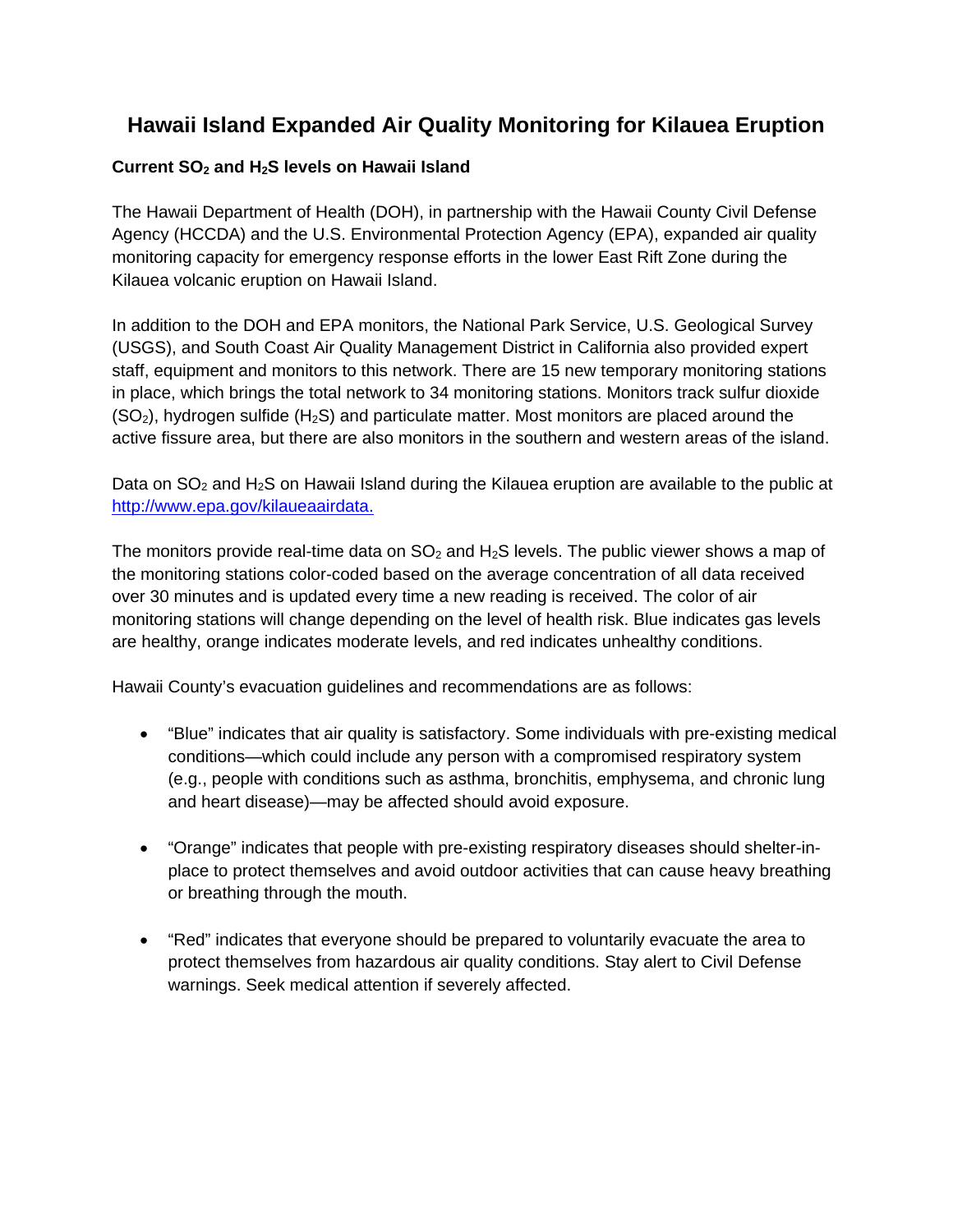# Hawaii Island Expanded Air Quality Monitoring for Kilauea Eruption

### Current $SO_2$ and $H_2S$ levels on Hawaii Island

The Hawaii Department of Health (DOH), in partnership with the Hawaii County Civil Defense Agency (HCCDA) and the U.S. Environmental Protection Agency (EPA), expanded air quality monitoring capacity for emergency response efforts in the lower East Rift Zone during the Kilauea volcanic eruption on Hawaii Island.

In addition to the DOH and EPA monitors, the National Park Service, U.S. Geological Survey (USGS), and South Coast Air Quality Management District in California also provided expert staff, equipment and monitors to this network. There are 15 new temporary monitoring stations in place, which brings the total network to 34 monitoring stations. Monitors track sulfur dioxide ($SO_2$), hydrogen sulfide ($H_2S$) and particulate matter. Most monitors are placed around the active fissure area, but there are also monitors in the southern and western areas of the island.

Data on $SO_2$ and $H_2S$ on Hawaii Island during the Kilauea eruption are available to the public at [http://www.epa.gov/kilaueaairdata.](http://www.epa.gov/kilaueaairdata)

The monitors provide real-time data on $SO_2$ and $H_2S$ levels. The public viewer shows a map of the monitoring stations color-coded based on the average concentration of all data received over 30 minutes and is updated every time a new reading is received. The color of air monitoring stations will change depending on the level of health risk. Blue indicates gas levels are healthy, orange indicates moderate levels, and red indicates unhealthy conditions.

Hawaii County's evacuation guidelines and recommendations are as follows:

- "Blue" indicates that air quality is satisfactory. Some individuals with pre-existing medical conditions—which could include any person with a compromised respiratory system (e.g., people with conditions such as asthma, bronchitis, emphysema, and chronic lung and heart disease)—may be affected should avoid exposure.

- "Orange" indicates that people with pre-existing respiratory diseases should shelter-in-place to protect themselves and avoid outdoor activities that can cause heavy breathing or breathing through the mouth.

- "Red" indicates that everyone should be prepared to voluntarily evacuate the area to protect themselves from hazardous air quality conditions. Stay alert to Civil Defense warnings. Seek medical attention if severely affected.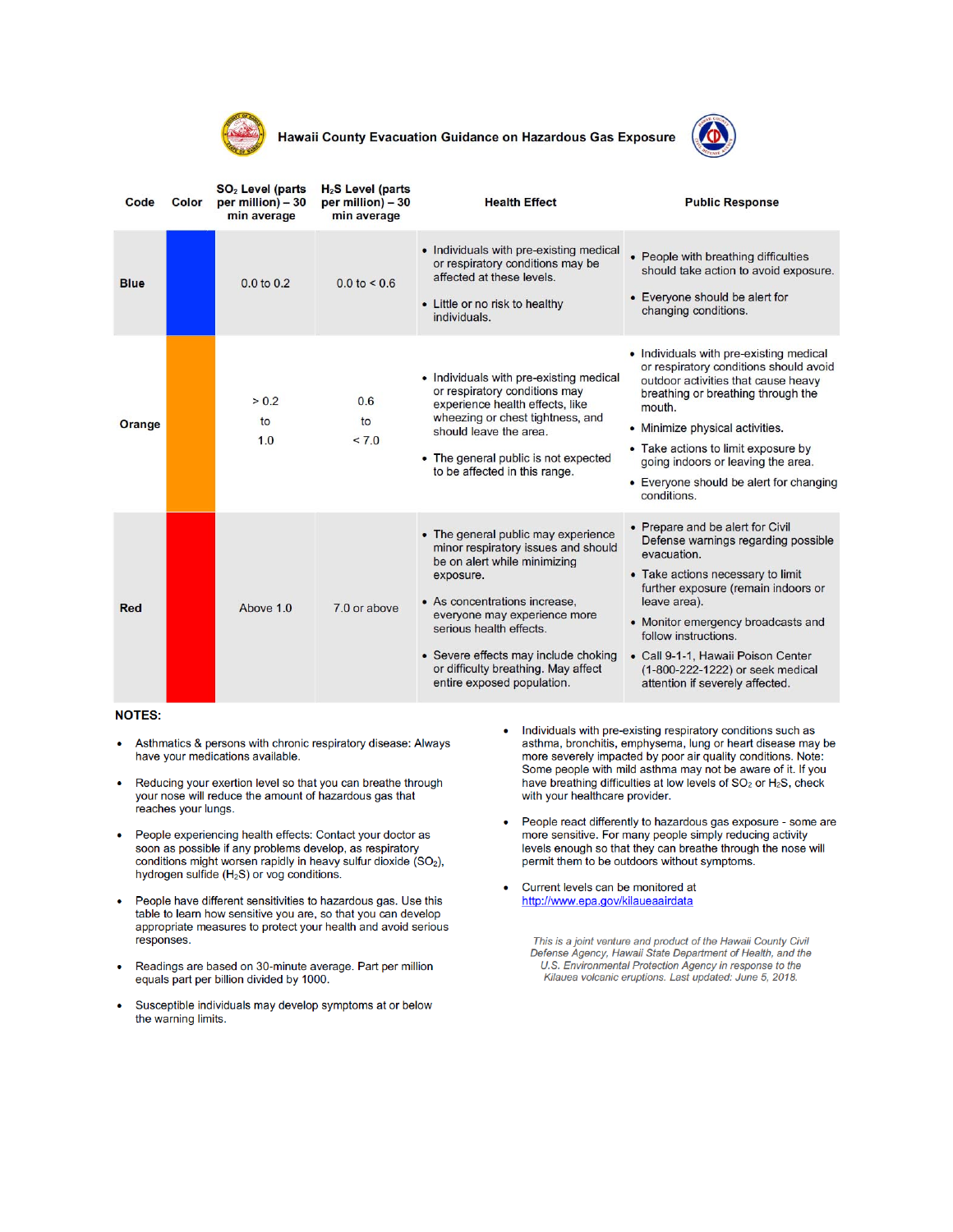# Hawaii County Evacuation Guidance on Hazardous Gas Exposure

| Code | Color | $SO_2$ Level (parts per million) – 30 min average | $H_2S$ Level (parts per million) – 30 min average | Health Effect | Public Response |
|---|---|---|---|---|---|
| Blue | | 0.0 to 0.2 | 0.0 to < 0.6 | • Individuals with pre-existing medical or respiratory conditions may be affected at these levels.<br>• Little or no risk to healthy individuals. | • People with breathing difficulties should take action to avoid exposure.<br>• Everyone should be alert for changing conditions. |
| Orange | | > 0.2 to 1.0 | 0.6 to < 7.0 | • Individuals with pre-existing medical or respiratory conditions may experience health effects, like wheezing or chest tightness, and should leave the area.<br>• The general public is not expected to be affected in this range. | • Individuals with pre-existing medical or respiratory conditions should avoid outdoor activities that cause heavy breathing or breathing through the mouth.<br>• Minimize physical activities.<br>• Take actions to limit exposure by going indoors or leaving the area.<br>• Everyone should be alert for changing conditions. |
| Red | | Above 1.0 | 7.0 or above | • The general public may experience minor respiratory issues and should be on alert while minimizing exposure.<br>• As concentrations increase, everyone may experience more serious health effects.<br>• Severe effects may include choking or difficulty breathing. May affect entire exposed population. | • Prepare and be alert for Civil Defense warnings regarding possible evacuation.<br>• Take actions necessary to limit further exposure (remain indoors or leave area).<br>• Monitor emergency broadcasts and follow instructions.<br>• Call 9-1-1, Hawaii Poison Center (1-800-222-1222) or seek medical attention if severely affected. |

**NOTES:**

- Asthmatics & persons with chronic respiratory disease: Always have your medications available.
- Reducing your exertion level so that you can breathe through your nose will reduce the amount of hazardous gas that reaches your lungs.
- People experiencing health effects: Contact your doctor as soon as possible if any problems develop, as respiratory conditions might worsen rapidly in heavy sulfur dioxide ($SO_2$), hydrogen sulfide ($H_2S$) or vog conditions.
- People have different sensitivities to hazardous gas. Use this table to learn how sensitive you are, so that you can develop appropriate measures to protect your health and avoid serious responses.
- Readings are based on 30-minute average. Part per million equals part per billion divided by 1000.
- Susceptible individuals may develop symptoms at or below the warning limits.
- Individuals with pre-existing respiratory conditions such as asthma, bronchitis, emphysema, lung or heart disease may be more severely impacted by poor air quality conditions. Note: Some people with mild asthma may not be aware of it. If you have breathing difficulties at low levels of $SO_2$ or $H_2S$, check with your healthcare provider.
- People react differently to hazardous gas exposure - some are more sensitive. For many people simply reducing activity levels enough so that they can breathe through the nose will permit them to be outdoors without symptoms.
- Current levels can be monitored at http://www.epa.gov/kilaueaairdata

*This is a joint venture and product of the Hawaii County Civil Defense Agency, Hawaii State Department of Health, and the U.S. Environmental Protection Agency in response to the Kilauea volcanic eruptions. Last updated: June 5, 2018.*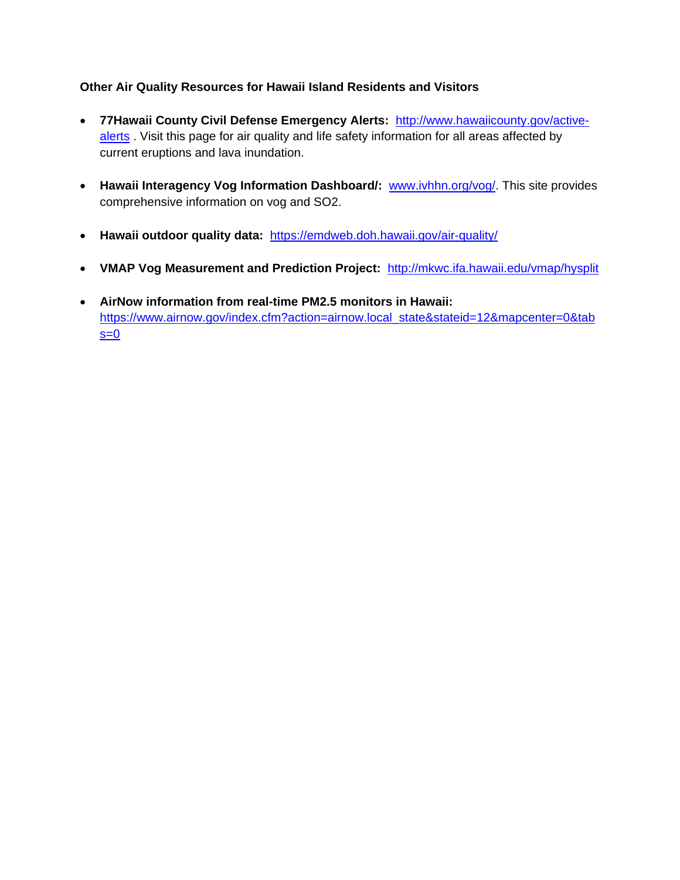**Other Air Quality Resources for Hawaii Island Residents and Visitors**

- **77Hawaii County Civil Defense Emergency Alerts:** http://www.hawaiicounty.gov/active-alerts . Visit this page for air quality and life safety information for all areas affected by current eruptions and lava inundation.

- **Hawaii Interagency Vog Information Dashboard/:** www.ivhhn.org/vog/. This site provides comprehensive information on vog and SO2.

- **Hawaii outdoor quality data:** https://emdweb.doh.hawaii.gov/air-quality/

- **VMAP Vog Measurement and Prediction Project:** http://mkwc.ifa.hawaii.edu/vmap/hysplit

- **AirNow information from real-time PM2.5 monitors in Hawaii:** https://www.airnow.gov/index.cfm?action=airnow.local_state&stateid=12&mapcenter=0&tabs=0